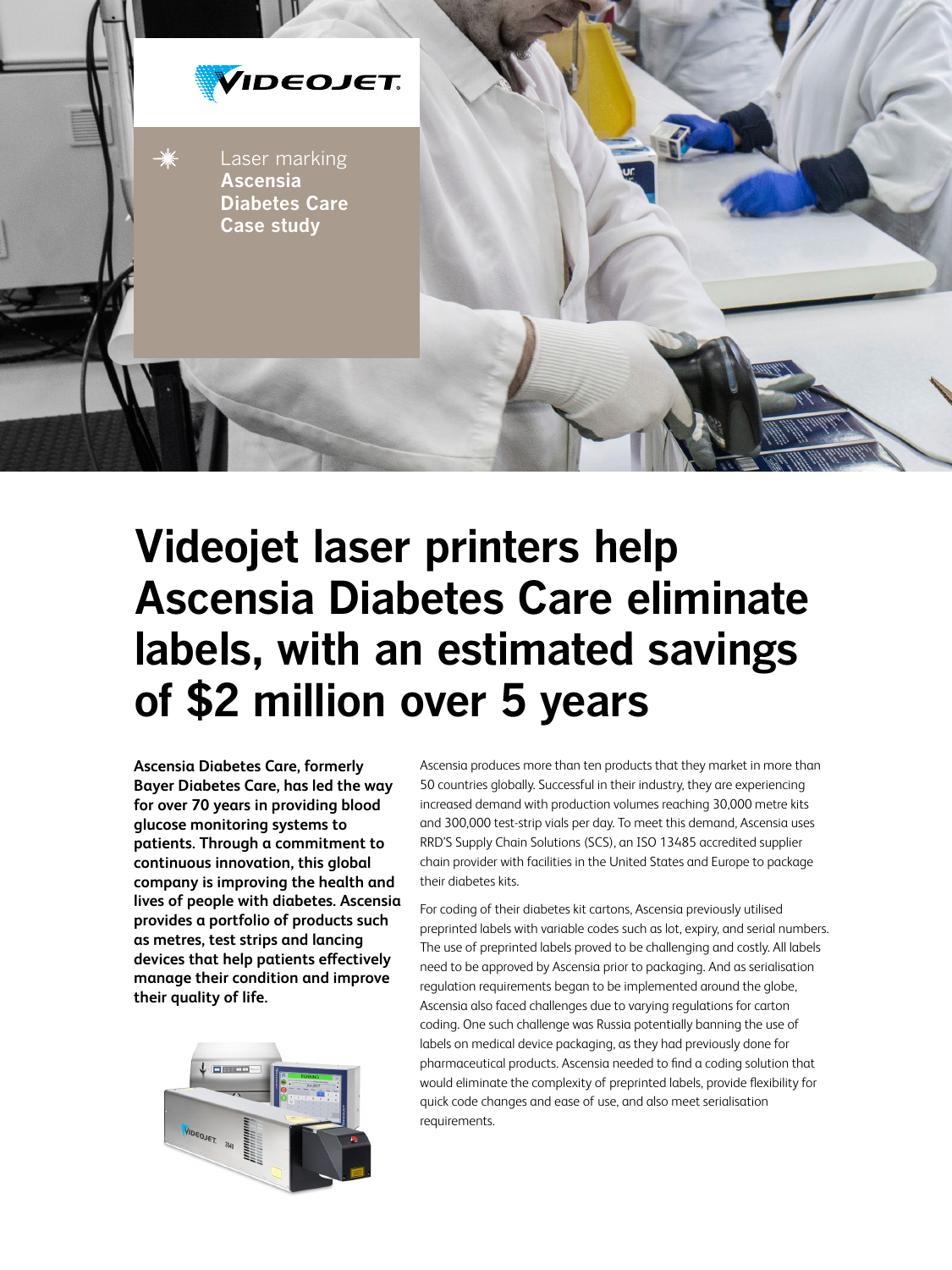VIDEOJET

Laser marking
**Ascensia Diabetes Care Case study**

# Videojet laser printers help Ascensia Diabetes Care eliminate labels, with an estimated savings of $2 million over 5 years

**Ascensia Diabetes Care, formerly Bayer Diabetes Care, has led the way for over 70 years in providing blood glucose monitoring systems to patients. Through a commitment to continuous innovation, this global company is improving the health and lives of people with diabetes. Ascensia provides a portfolio of products such as metres, test strips and lancing devices that help patients effectively manage their condition and improve their quality of life.**

Ascensia produces more than ten products that they market in more than 50 countries globally. Successful in their industry, they are experiencing increased demand with production volumes reaching 30,000 metre kits and 300,000 test-strip vials per day. To meet this demand, Ascensia uses RRD'S Supply Chain Solutions (SCS), an ISO 13485 accredited supplier chain provider with facilities in the United States and Europe to package their diabetes kits.

For coding of their diabetes kit cartons, Ascensia previously utilised preprinted labels with variable codes such as lot, expiry, and serial numbers. The use of preprinted labels proved to be challenging and costly. All labels need to be approved by Ascensia prior to packaging. And as serialisation regulation requirements began to be implemented around the globe, Ascensia also faced challenges due to varying regulations for carton coding. One such challenge was Russia potentially banning the use of labels on medical device packaging, as they had previously done for pharmaceutical products. Ascensia needed to find a coding solution that would eliminate the complexity of preprinted labels, provide flexibility for quick code changes and ease of use, and also meet serialisation requirements.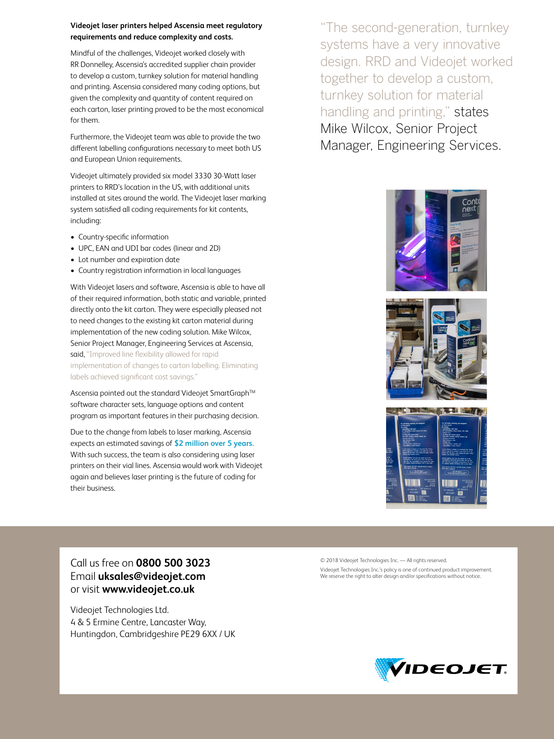**Videojet laser printers helped Ascensia meet regulatory requirements and reduce complexity and costs.**

Mindful of the challenges, Videojet worked closely with RR Donnelley, Ascensia's accredited supplier chain provider to develop a custom, turnkey solution for material handling and printing. Ascensia considered many coding options, but given the complexity and quantity of content required on each carton, laser printing proved to be the most economical for them.

Furthermore, the Videojet team was able to provide the two different labelling configurations necessary to meet both US and European Union requirements.

Videojet ultimately provided six model 3330 30-Watt laser printers to RRD's location in the US, with additional units installed at sites around the world. The Videojet laser marking system satisfied all coding requirements for kit contents, including:

- Country-specific information
- UPC, EAN and UDI bar codes (linear and 2D)
- Lot number and expiration date
- Country registration information in local languages

With Videojet lasers and software, Ascensia is able to have all of their required information, both static and variable, printed directly onto the kit carton. They were especially pleased not to need changes to the existing kit carton material during implementation of the new coding solution. Mike Wilcox, Senior Project Manager, Engineering Services at Ascensia, said, "Improved line flexibility allowed for rapid implementation of changes to carton labelling. Eliminating labels achieved significant cost savings."

Ascensia pointed out the standard Videojet SmartGraph™ software character sets, language options and content program as important features in their purchasing decision.

Due to the change from labels to laser marking, Ascensia expects an estimated savings of **$2 million over 5 years.** With such success, the team is also considering using laser printers on their vial lines. Ascensia would work with Videojet again and believes laser printing is the future of coding for their business.

"The second-generation, turnkey systems have a very innovative design. RRD and Videojet worked together to develop a custom, turnkey solution for material handling and printing," states Mike Wilcox, Senior Project Manager, Engineering Services.

Call us free on **0800 500 3023**
Email **uksales@videojet.com**
or visit **www.videojet.co.uk**

Videojet Technologies Ltd.
4 & 5 Ermine Centre, Lancaster Way,
Huntingdon, Cambridgeshire PE29 6XX / UK

© 2018 Videojet Technologies Inc. — All rights reserved.

Videojet Technologies Inc.'s policy is one of continued product improvement. We reserve the right to alter design and/or specifications without notice.